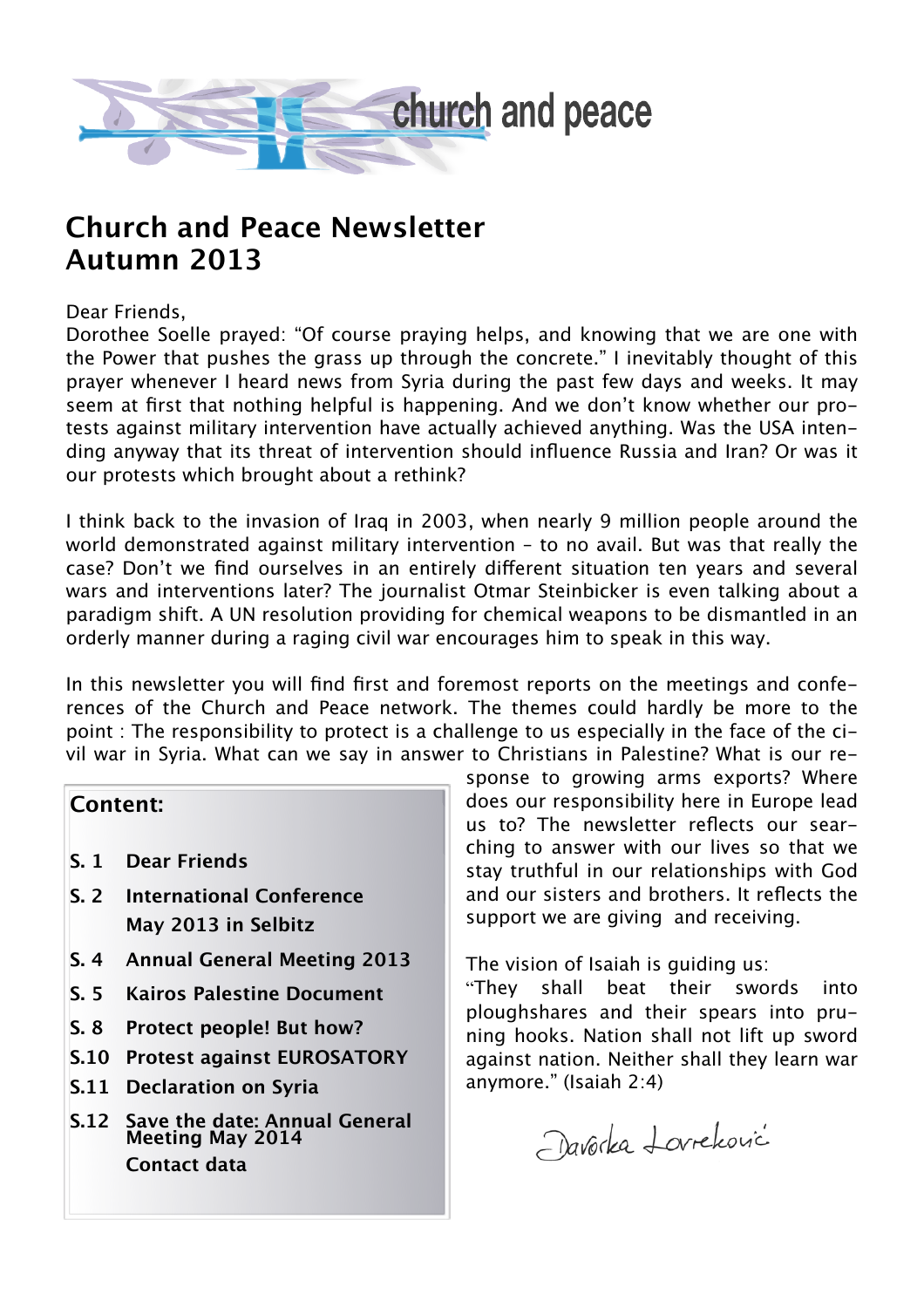church and peace

# Church and Peace Newsletter
# Autumn 2013

Dear Friends,

Dorothee Soelle prayed: “Of course praying helps, and knowing that we are one with the Power that pushes the grass up through the concrete.” I inevitably thought of this prayer whenever I heard news from Syria during the past few days and weeks. It may seem at first that nothing helpful is happening. And we don’t know whether our protests against military intervention have actually achieved anything. Was the USA intending anyway that its threat of intervention should influence Russia and Iran? Or was it our protests which brought about a rethink?

I think back to the invasion of Iraq in 2003, when nearly 9 million people around the world demonstrated against military intervention – to no avail. But was that really the case? Don’t we find ourselves in an entirely different situation ten years and several wars and interventions later? The journalist Otmar Steinbicker is even talking about a paradigm shift. A UN resolution providing for chemical weapons to be dismantled in an orderly manner during a raging civil war encourages him to speak in this way.

In this newsletter you will find first and foremost reports on the meetings and conferences of the Church and Peace network. The themes could hardly be more to the point : The responsibility to protect is a challenge to us especially in the face of the civil war in Syria. What can we say in answer to Christians in Palestine? What is our response to growing arms exports? Where does our responsibility here in Europe lead us to? The newsletter reflects our searching to answer with our lives so that we stay truthful in our relationships with God and our sisters and brothers. It reflects the support we are giving and receiving.

The vision of Isaiah is guiding us:

“They shall beat their swords into ploughshares and their spears into pruning hooks. Nation shall not lift up sword against nation. Neither shall they learn war anymore.” (Isaiah 2:4)

Davorka Lovreković

**Content:**

- **S. 1** **Dear Friends**
- **S. 2** **International Conference May 2013 in Selbitz**
- **S. 4** **Annual General Meeting 2013**
- **S. 5** **Kairos Palestine Document**
- **S. 8** **Protect people! But how?**
- **S.10** **Protest against EUROSATORY**
- **S.11** **Declaration on Syria**
- **S.12** **Save the date: Annual General Meeting May 2014**
  **Contact data**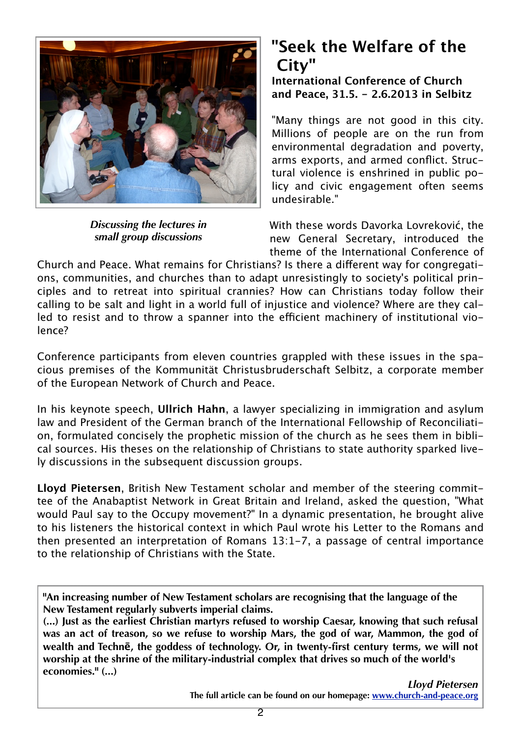*Discussing the lectures in small group discussions*

# "Seek the Welfare of the City"

**International Conference of Church and Peace, 31.5. - 2.6.2013 in Selbitz**

"Many things are not good in this city. Millions of people are on the run from environmental degradation and poverty, arms exports, and armed conflict. Structural violence is enshrined in public policy and civic engagement often seems undesirable."

With these words Davorka Lovreković, the new General Secretary, introduced the theme of the International Conference of Church and Peace. What remains for Christians? Is there a different way for congregations, communities, and churches than to adapt unresistingly to society's political principles and to retreat into spiritual crannies? How can Christians today follow their calling to be salt and light in a world full of injustice and violence? Where are they called to resist and to throw a spanner into the efficient machinery of institutional violence?

Conference participants from eleven countries grappled with these issues in the spacious premises of the Kommunität Christusbruderschaft Selbitz, a corporate member of the European Network of Church and Peace.

In his keynote speech, **Ullrich Hahn**, a lawyer specializing in immigration and asylum law and President of the German branch of the International Fellowship of Reconciliation, formulated concisely the prophetic mission of the church as he sees them in biblical sources. His theses on the relationship of Christians to state authority sparked lively discussions in the subsequent discussion groups.

**Lloyd Pietersen**, British New Testament scholar and member of the steering committee of the Anabaptist Network in Great Britain and Ireland, asked the question, "What would Paul say to the Occupy movement?" In a dynamic presentation, he brought alive to his listeners the historical context in which Paul wrote his Letter to the Romans and then presented an interpretation of Romans 13:1-7, a passage of central importance to the relationship of Christians with the State.

> **"An increasing number of New Testament scholars are recognising that the language of the New Testament regularly subverts imperial claims.**
> **(...) Just as the earliest Christian martyrs refused to worship Caesar, knowing that such refusal was an act of treason, so we refuse to worship Mars, the god of war, Mammon, the god of wealth and Technē, the goddess of technology. Or, in twenty-first century terms, we will not worship at the shrine of the military-industrial complex that drives so much of the world's economies." (...)**
>
> ***Lloyd Pietersen***
>
> **The full article can be found on our homepage: [www.church-and-peace.org](www.church-and-peace.org)**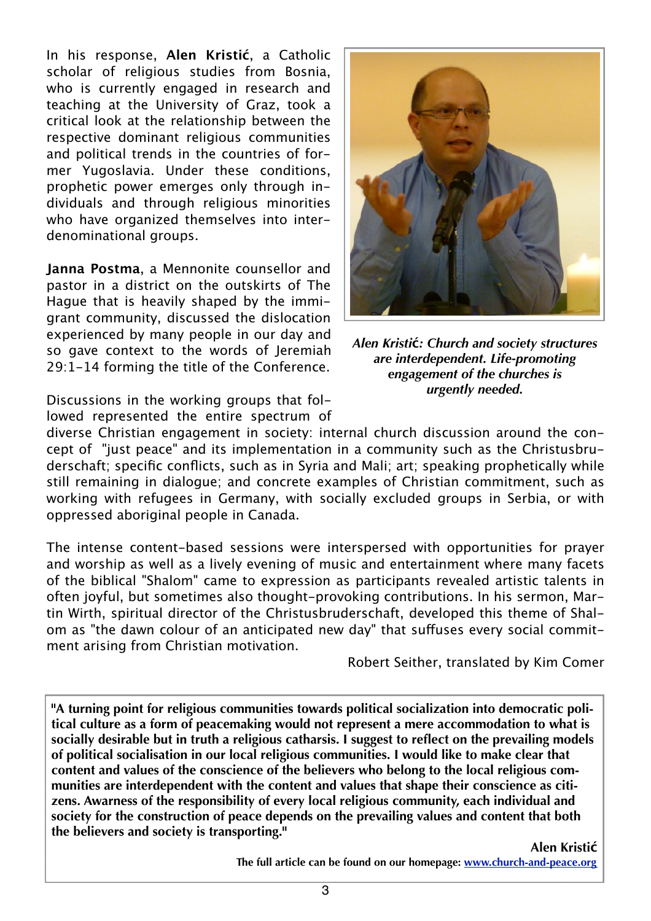In his response, **Alen Kristić**, a Catholic scholar of religious studies from Bosnia, who is currently engaged in research and teaching at the University of Graz, took a critical look at the relationship between the respective dominant religious communities and political trends in the countries of former Yugoslavia. Under these conditions, prophetic power emerges only through individuals and through religious minorities who have organized themselves into inter-denominational groups.

***Alen Kristić: Church and society structures are interdependent. Life-promoting engagement of the churches is urgently needed.***

**Janna Postma**, a Mennonite counsellor and pastor in a district on the outskirts of The Hague that is heavily shaped by the immigrant community, discussed the dislocation experienced by many people in our day and so gave context to the words of Jeremiah 29:1-14 forming the title of the Conference.

Discussions in the working groups that followed represented the entire spectrum of diverse Christian engagement in society: internal church discussion around the concept of "just peace" and its implementation in a community such as the Christusbruderschaft; specific conflicts, such as in Syria and Mali; art; speaking prophetically while still remaining in dialogue; and concrete examples of Christian commitment, such as working with refugees in Germany, with socially excluded groups in Serbia, or with oppressed aboriginal people in Canada.

The intense content-based sessions were interspersed with opportunities for prayer and worship as well as a lively evening of music and entertainment where many facets of the biblical "Shalom" came to expression as participants revealed artistic talents in often joyful, but sometimes also thought-provoking contributions. In his sermon, Martin Wirth, spiritual director of the Christusbruderschaft, developed this theme of Shalom as "the dawn colour of an anticipated new day" that suffuses every social commitment arising from Christian motivation.

Robert Seither, translated by Kim Comer

---

**"A turning point for religious communities towards political socialization into democratic political culture as a form of peacemaking would not represent a mere accommodation to what is socially desirable but in truth a religious catharsis. I suggest to reflect on the prevailing models of political socialisation in our local religious communities. I would like to make clear that content and values of the conscience of the believers who belong to the local religious communities are interdependent with the content and values that shape their conscience as citizens. Awarness of the responsibility of every local religious community, each individual and society for the construction of peace depends on the prevailing values and content that both the believers and society is transporting."**

**Alen Kristić**

**The full article can be found on our homepage: www.church-and-peace.org**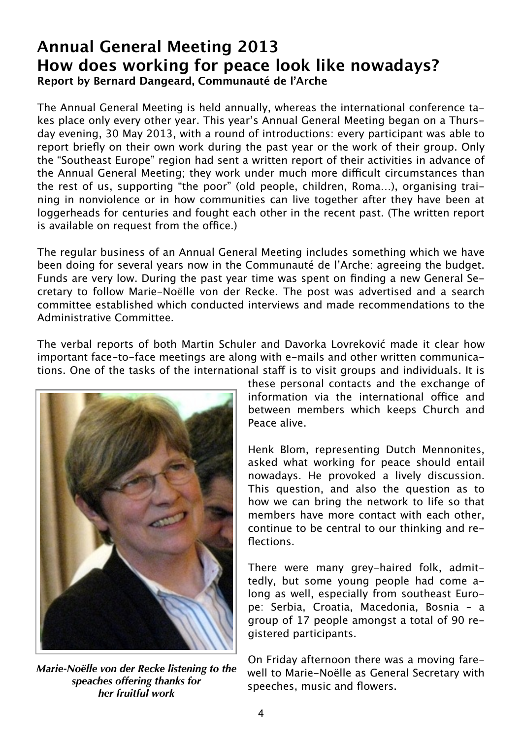# Annual General Meeting 2013
# How does working for peace look like nowadays?

**Report by Bernard Dangeard, Communauté de l'Arche**

The Annual General Meeting is held annually, whereas the international conference takes place only every other year. This year's Annual General Meeting began on a Thursday evening, 30 May 2013, with a round of introductions: every participant was able to report briefly on their own work during the past year or the work of their group. Only the "Southeast Europe" region had sent a written report of their activities in advance of the Annual General Meeting; they work under much more difficult circumstances than the rest of us, supporting "the poor" (old people, children, Roma…), organising training in nonviolence or in how communities can live together after they have been at loggerheads for centuries and fought each other in the recent past. (The written report is available on request from the office.)

The regular business of an Annual General Meeting includes something which we have been doing for several years now in the Communauté de l'Arche: agreeing the budget. Funds are very low. During the past year time was spent on finding a new General Secretary to follow Marie-Noëlle von der Recke. The post was advertised and a search committee established which conducted interviews and made recommendations to the Administrative Committee.

The verbal reports of both Martin Schuler and Davorka Lovreković made it clear how important face-to-face meetings are along with e-mails and other written communications. One of the tasks of the international staff is to visit groups and individuals. It is these personal contacts and the exchange of information via the international office and between members which keeps Church and Peace alive.

*Marie-Noëlle von der Recke listening to the speaches offering thanks for her fruitful work*

Henk Blom, representing Dutch Mennonites, asked what working for peace should entail nowadays. He provoked a lively discussion. This question, and also the question as to how we can bring the network to life so that members have more contact with each other, continue to be central to our thinking and reflections.

There were many grey-haired folk, admittedly, but some young people had come along as well, especially from southeast Europe: Serbia, Croatia, Macedonia, Bosnia – a group of 17 people amongst a total of 90 registered participants.

On Friday afternoon there was a moving farewell to Marie-Noëlle as General Secretary with speeches, music and flowers.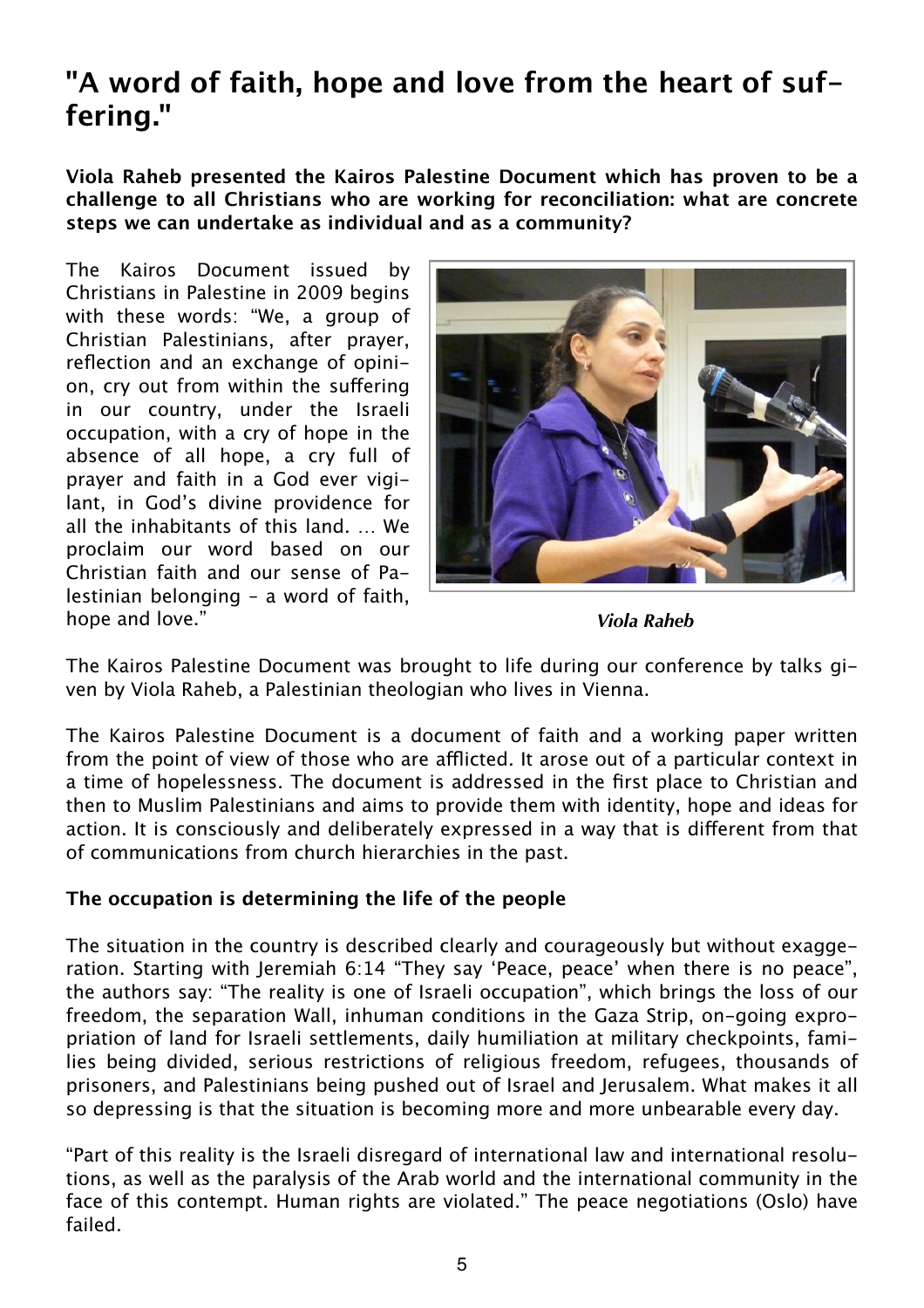# "A word of faith, hope and love from the heart of suffering."

**Viola Raheb presented the Kairos Palestine Document which has proven to be a challenge to all Christians who are working for reconciliation: what are concrete steps we can undertake as individual and as a community?**

The Kairos Document issued by Christians in Palestine in 2009 begins with these words: "We, a group of Christian Palestinians, after prayer, reflection and an exchange of opinion, cry out from within the suffering in our country, under the Israeli occupation, with a cry of hope in the absence of all hope, a cry full of prayer and faith in a God ever vigilant, in God's divine providence for all the inhabitants of this land. … We proclaim our word based on our Christian faith and our sense of Palestinian belonging – a word of faith, hope and love."

***Viola Raheb***

The Kairos Palestine Document was brought to life during our conference by talks given by Viola Raheb, a Palestinian theologian who lives in Vienna.

The Kairos Palestine Document is a document of faith and a working paper written from the point of view of those who are afflicted. It arose out of a particular context in a time of hopelessness. The document is addressed in the first place to Christian and then to Muslim Palestinians and aims to provide them with identity, hope and ideas for action. It is consciously and deliberately expressed in a way that is different from that of communications from church hierarchies in the past.

**The occupation is determining the life of the people**

The situation in the country is described clearly and courageously but without exaggeration. Starting with Jeremiah 6:14 "They say 'Peace, peace' when there is no peace", the authors say: "The reality is one of Israeli occupation", which brings the loss of our freedom, the separation Wall, inhuman conditions in the Gaza Strip, on-going expropriation of land for Israeli settlements, daily humiliation at military checkpoints, families being divided, serious restrictions of religious freedom, refugees, thousands of prisoners, and Palestinians being pushed out of Israel and Jerusalem. What makes it all so depressing is that the situation is becoming more and more unbearable every day.

"Part of this reality is the Israeli disregard of international law and international resolutions, as well as the paralysis of the Arab world and the international community in the face of this contempt. Human rights are violated." The peace negotiations (Oslo) have failed.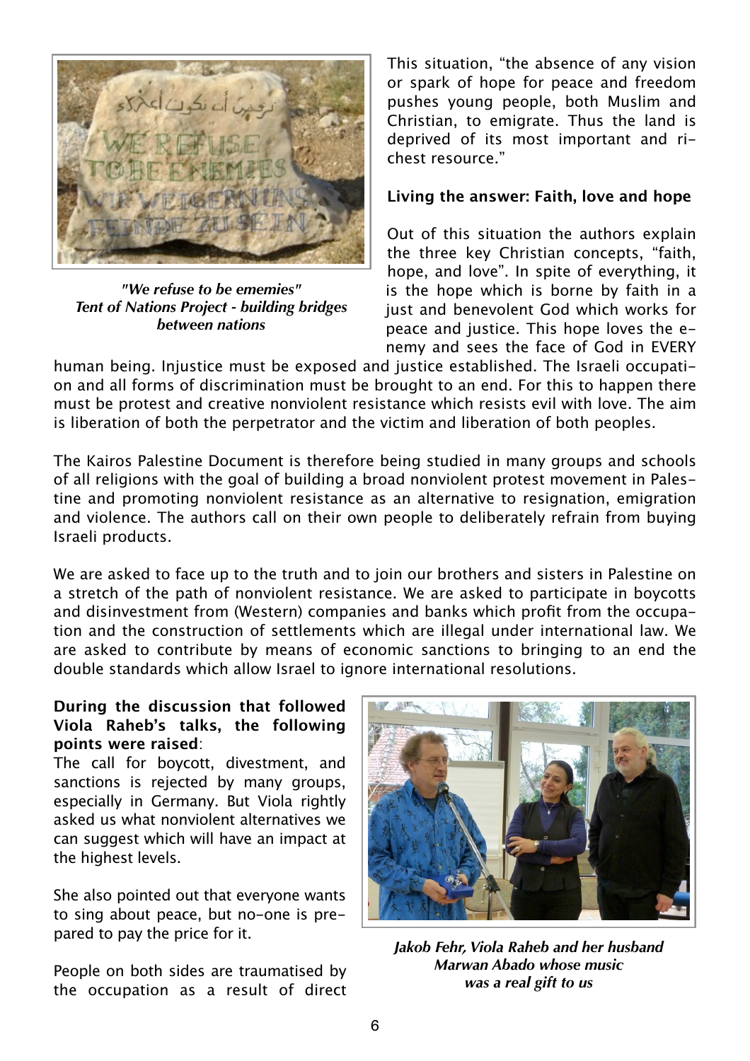*"We refuse to be ememies"*
*Tent of Nations Project - building bridges between nations*

This situation, "the absence of any vision or spark of hope for peace and freedom pushes young people, both Muslim and Christian, to emigrate. Thus the land is deprived of its most important and richest resource."

**Living the answer: Faith, love and hope**

Out of this situation the authors explain the three key Christian concepts, "faith, hope, and love". In spite of everything, it is the hope which is borne by faith in a just and benevolent God which works for peace and justice. This hope loves the enemy and sees the face of God in EVERY human being. Injustice must be exposed and justice established. The Israeli occupation and all forms of discrimination must be brought to an end. For this to happen there must be protest and creative nonviolent resistance which resists evil with love. The aim is liberation of both the perpetrator and the victim and liberation of both peoples.

The Kairos Palestine Document is therefore being studied in many groups and schools of all religions with the goal of building a broad nonviolent protest movement in Palestine and promoting nonviolent resistance as an alternative to resignation, emigration and violence. The authors call on their own people to deliberately refrain from buying Israeli products.

We are asked to face up to the truth and to join our brothers and sisters in Palestine on a stretch of the path of nonviolent resistance. We are asked to participate in boycotts and disinvestment from (Western) companies and banks which profit from the occupation and the construction of settlements which are illegal under international law. We are asked to contribute by means of economic sanctions to bringing to an end the double standards which allow Israel to ignore international resolutions.

**During the discussion that followed Viola Raheb's talks, the following points were raised**:
The call for boycott, divestment, and sanctions is rejected by many groups, especially in Germany. But Viola rightly asked us what nonviolent alternatives we can suggest which will have an impact at the highest levels.

She also pointed out that everyone wants to sing about peace, but no-one is prepared to pay the price for it.

People on both sides are traumatised by the occupation as a result of direct

*Jakob Fehr, Viola Raheb and her husband Marwan Abado whose music was a real gift to us*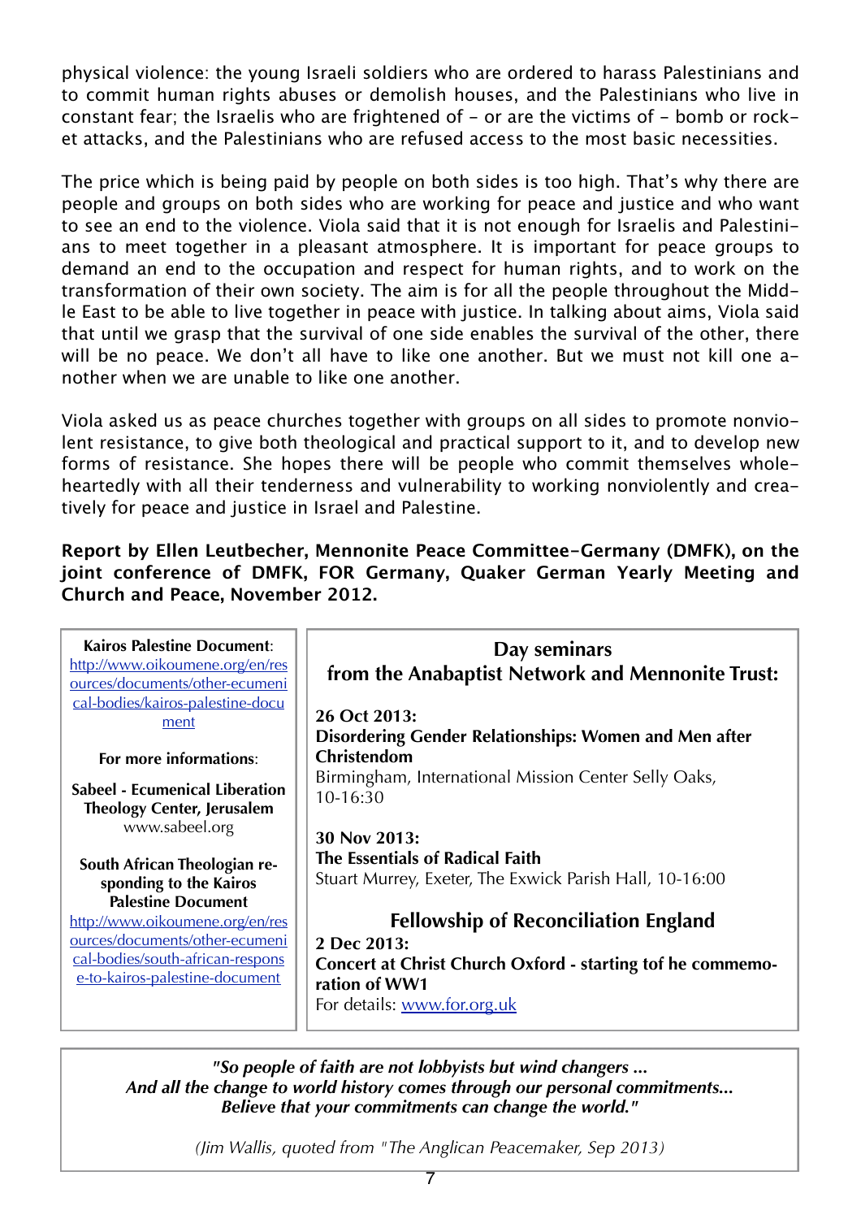physical violence: the young Israeli soldiers who are ordered to harass Palestinians and to commit human rights abuses or demolish houses, and the Palestinians who live in constant fear; the Israelis who are frightened of – or are the victims of – bomb or rocket attacks, and the Palestinians who are refused access to the most basic necessities.

The price which is being paid by people on both sides is too high. That's why there are people and groups on both sides who are working for peace and justice and who want to see an end to the violence. Viola said that it is not enough for Israelis and Palestinians to meet together in a pleasant atmosphere. It is important for peace groups to demand an end to the occupation and respect for human rights, and to work on the transformation of their own society. The aim is for all the people throughout the Middle East to be able to live together in peace with justice. In talking about aims, Viola said that until we grasp that the survival of one side enables the survival of the other, there will be no peace. We don't all have to like one another. But we must not kill one another when we are unable to like one another.

Viola asked us as peace churches together with groups on all sides to promote nonviolent resistance, to give both theological and practical support to it, and to develop new forms of resistance. She hopes there will be people who commit themselves wholeheartedly with all their tenderness and vulnerability to working nonviolently and creatively for peace and justice in Israel and Palestine.

**Report by Ellen Leutbecher, Mennonite Peace Committee-Germany (DMFK), on the joint conference of DMFK, FOR Germany, Quaker German Yearly Meeting and Church and Peace, November 2012.**

**Kairos Palestine Document**: http://www.oikoumene.org/en/resources/documents/other-ecumenical-bodies/kairos-palestine-document

**For more informations**:

**Sabeel - Ecumenical Liberation Theology Center, Jerusalem**
www.sabeel.org

**South African Theologian responding to the Kairos Palestine Document**
http://www.oikoumene.org/en/resources/documents/other-ecumenical-bodies/south-african-response-to-kairos-palestine-document

## Day seminars from the Anabaptist Network and Mennonite Trust:

**26 Oct 2013:**
**Disordering Gender Relationships: Women and Men after Christendom**
Birmingham, International Mission Center Selly Oaks, 10-16:30

**30 Nov 2013:**
**The Essentials of Radical Faith**
Stuart Murrey, Exeter, The Exwick Parish Hall, 10-16:00

## Fellowship of Reconciliation England

**2 Dec 2013:**
**Concert at Christ Church Oxford - starting tof he commemoration of WW1**
For details: www.for.org.uk

***"So people of faith are not lobbyists but wind changers ...***
***And all the change to world history comes through our personal commitments...***
***Believe that your commitments can change the world."***

*(Jim Wallis, quoted from "The Anglican Peacemaker, Sep 2013)*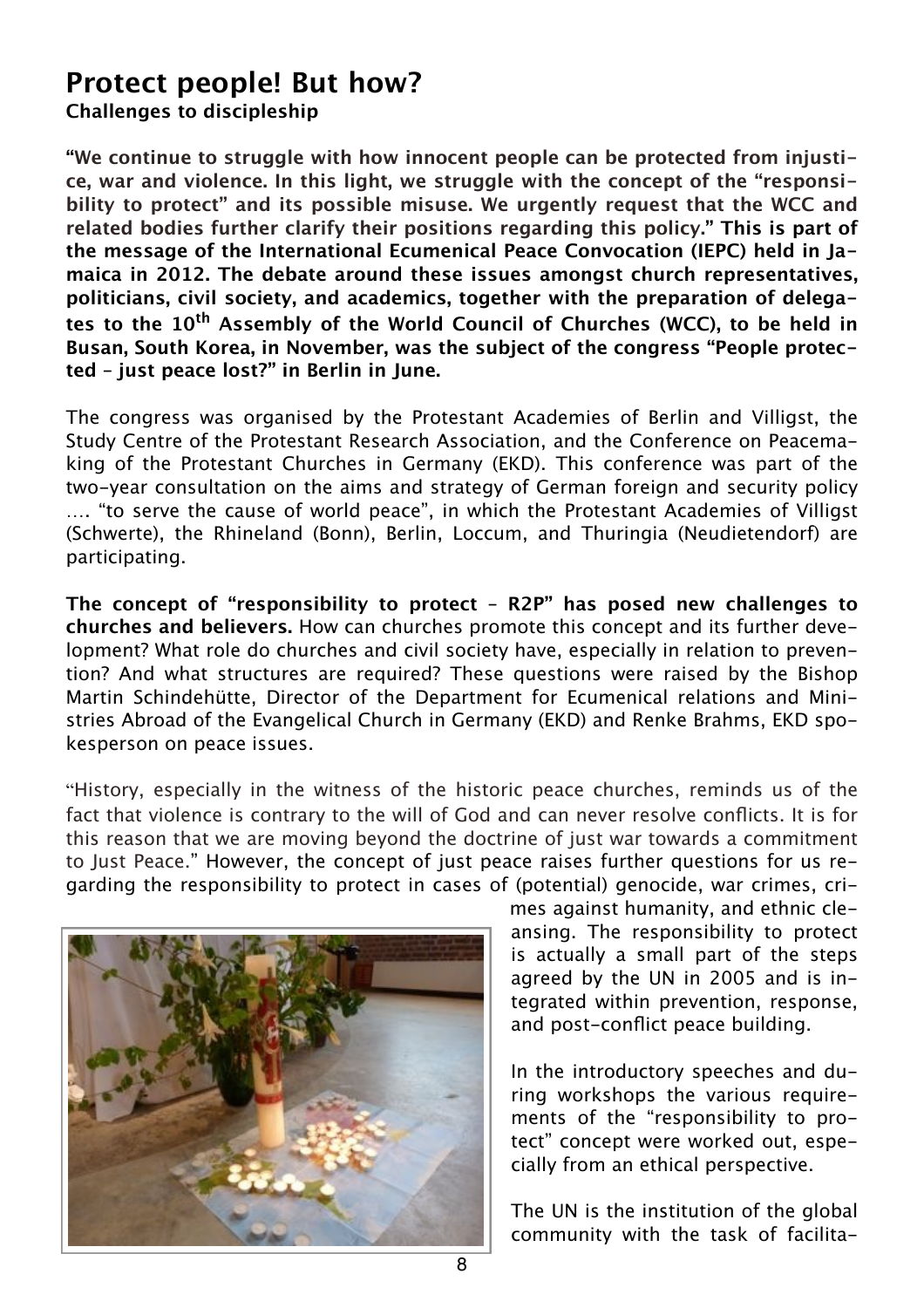# Protect people! But how?

**Challenges to discipleship**

**"We continue to struggle with how innocent people can be protected from injustice, war and violence. In this light, we struggle with the concept of the "responsibility to protect" and its possible misuse. We urgently request that the WCC and related bodies further clarify their positions regarding this policy." This is part of the message of the International Ecumenical Peace Convocation (IEPC) held in Jamaica in 2012. The debate around these issues amongst church representatives, politicians, civil society, and academics, together with the preparation of delegates to the 10th Assembly of the World Council of Churches (WCC), to be held in Busan, South Korea, in November, was the subject of the congress "People protected – just peace lost?" in Berlin in June.**

The congress was organised by the Protestant Academies of Berlin and Villigst, the Study Centre of the Protestant Research Association, and the Conference on Peacemaking of the Protestant Churches in Germany (EKD). This conference was part of the two-year consultation on the aims and strategy of German foreign and security policy …. "to serve the cause of world peace", in which the Protestant Academies of Villigst (Schwerte), the Rhineland (Bonn), Berlin, Loccum, and Thuringia (Neudietendorf) are participating.

**The concept of "responsibility to protect – R2P" has posed new challenges to churches and believers.** How can churches promote this concept and its further development? What role do churches and civil society have, especially in relation to prevention? And what structures are required? These questions were raised by the Bishop Martin Schindehütte, Director of the Department for Ecumenical relations and Ministries Abroad of the Evangelical Church in Germany (EKD) and Renke Brahms, EKD spokesperson on peace issues.

"History, especially in the witness of the historic peace churches, reminds us of the fact that violence is contrary to the will of God and can never resolve conflicts. It is for this reason that we are moving beyond the doctrine of just war towards a commitment to Just Peace." However, the concept of just peace raises further questions for us regarding the responsibility to protect in cases of (potential) genocide, war crimes, crimes against humanity, and ethnic cleansing. The responsibility to protect is actually a small part of the steps agreed by the UN in 2005 and is integrated within prevention, response, and post-conflict peace building.

In the introductory speeches and during workshops the various requirements of the "responsibility to protect" concept were worked out, especially from an ethical perspective.

The UN is the institution of the global community with the task of facilita-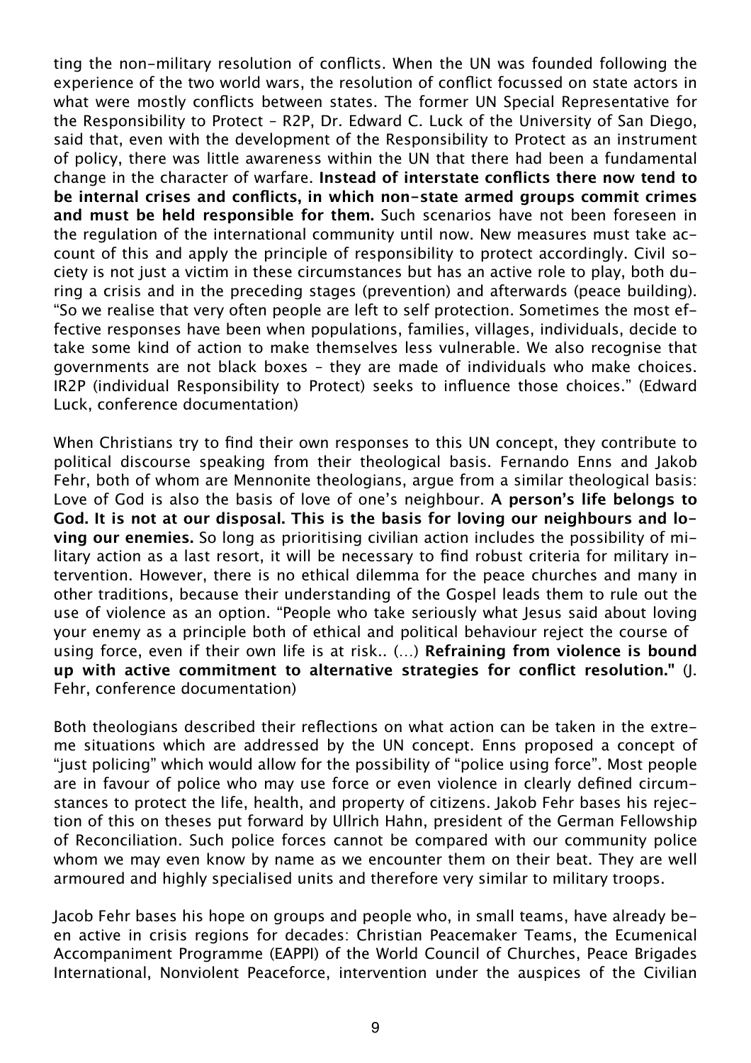ting the non-military resolution of conflicts. When the UN was founded following the experience of the two world wars, the resolution of conflict focussed on state actors in what were mostly conflicts between states. The former UN Special Representative for the Responsibility to Protect – R2P, Dr. Edward C. Luck of the University of San Diego, said that, even with the development of the Responsibility to Protect as an instrument of policy, there was little awareness within the UN that there had been a fundamental change in the character of warfare. **Instead of interstate conflicts there now tend to be internal crises and conflicts, in which non-state armed groups commit crimes and must be held responsible for them.** Such scenarios have not been foreseen in the regulation of the international community until now. New measures must take account of this and apply the principle of responsibility to protect accordingly. Civil society is not just a victim in these circumstances but has an active role to play, both during a crisis and in the preceding stages (prevention) and afterwards (peace building). "So we realise that very often people are left to self protection. Sometimes the most effective responses have been when populations, families, villages, individuals, decide to take some kind of action to make themselves less vulnerable. We also recognise that governments are not black boxes – they are made of individuals who make choices. IR2P (individual Responsibility to Protect) seeks to influence those choices." (Edward Luck, conference documentation)

When Christians try to find their own responses to this UN concept, they contribute to political discourse speaking from their theological basis. Fernando Enns and Jakob Fehr, both of whom are Mennonite theologians, argue from a similar theological basis: Love of God is also the basis of love of one's neighbour. **A person's life belongs to God. It is not at our disposal. This is the basis for loving our neighbours and loving our enemies.** So long as prioritising civilian action includes the possibility of military action as a last resort, it will be necessary to find robust criteria for military intervention. However, there is no ethical dilemma for the peace churches and many in other traditions, because their understanding of the Gospel leads them to rule out the use of violence as an option. "People who take seriously what Jesus said about loving your enemy as a principle both of ethical and political behaviour reject the course of using force, even if their own life is at risk.. (…) **Refraining from violence is bound up with active commitment to alternative strategies for conflict resolution."** (J. Fehr, conference documentation)

Both theologians described their reflections on what action can be taken in the extreme situations which are addressed by the UN concept. Enns proposed a concept of "just policing" which would allow for the possibility of "police using force". Most people are in favour of police who may use force or even violence in clearly defined circumstances to protect the life, health, and property of citizens. Jakob Fehr bases his rejection of this on theses put forward by Ullrich Hahn, president of the German Fellowship of Reconciliation. Such police forces cannot be compared with our community police whom we may even know by name as we encounter them on their beat. They are well armoured and highly specialised units and therefore very similar to military troops.

Jacob Fehr bases his hope on groups and people who, in small teams, have already been active in crisis regions for decades: Christian Peacemaker Teams, the Ecumenical Accompaniment Programme (EAPPI) of the World Council of Churches, Peace Brigades International, Nonviolent Peaceforce, intervention under the auspices of the Civilian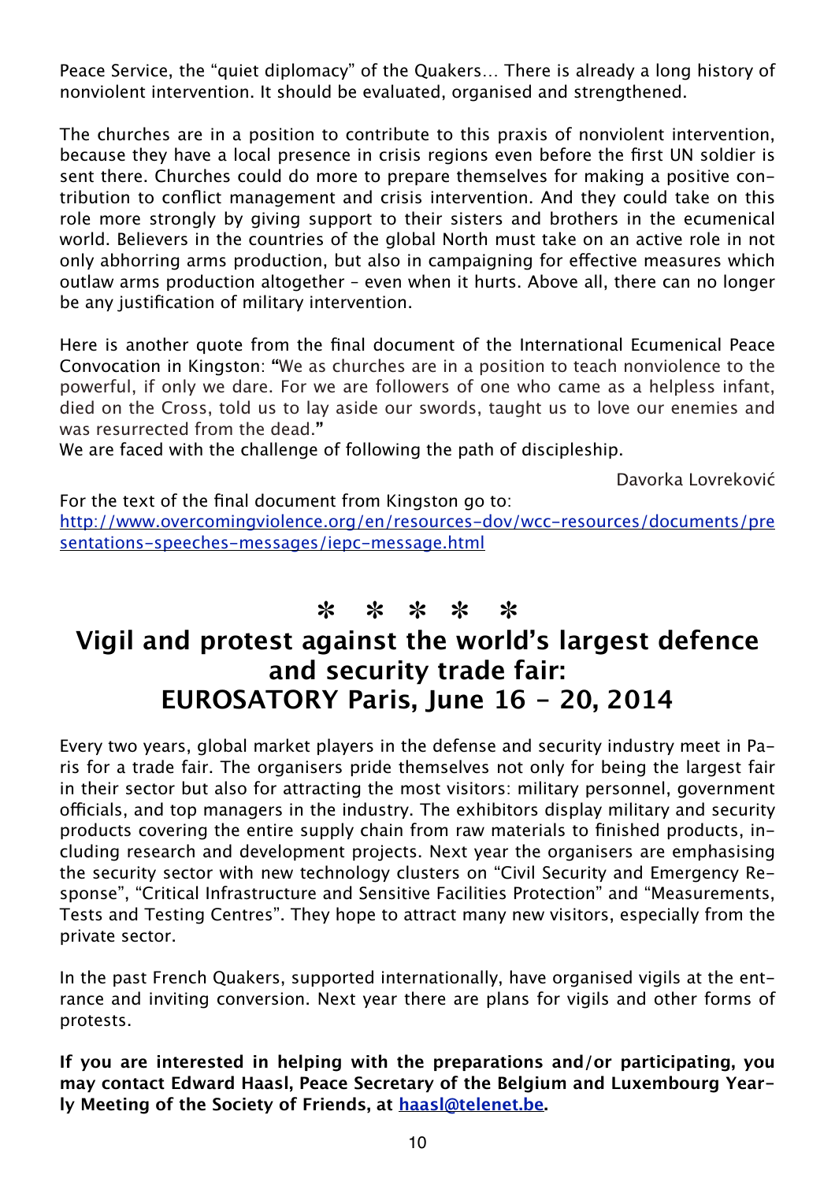Peace Service, the “quiet diplomacy” of the Quakers… There is already a long history of nonviolent intervention. It should be evaluated, organised and strengthened.

The churches are in a position to contribute to this praxis of nonviolent intervention, because they have a local presence in crisis regions even before the first UN soldier is sent there. Churches could do more to prepare themselves for making a positive contribution to conflict management and crisis intervention. And they could take on this role more strongly by giving support to their sisters and brothers in the ecumenical world. Believers in the countries of the global North must take on an active role in not only abhorring arms production, but also in campaigning for effective measures which outlaw arms production altogether – even when it hurts. Above all, there can no longer be any justification of military intervention.

Here is another quote from the final document of the International Ecumenical Peace Convocation in Kingston: **“**We as churches are in a position to teach nonviolence to the powerful, if only we dare. For we are followers of one who came as a helpless infant, died on the Cross, told us to lay aside our swords, taught us to love our enemies and was resurrected from the dead.**”**
We are faced with the challenge of following the path of discipleship.

Davorka Lovreković

For the text of the final document from Kingston go to:
[http://www.overcomingviolence.org/en/resources-dov/wcc-resources/documents/presentations-speeches-messages/iepc-message.html](http://www.overcomingviolence.org/en/resources-dov/wcc-resources/documents/presentations-speeches-messages/iepc-message.html)

✻ ✻ ✻ ✻ ✻

## Vigil and protest against the world's largest defence and security trade fair: EUROSATORY Paris, June 16 - 20, 2014

Every two years, global market players in the defense and security industry meet in Paris for a trade fair. The organisers pride themselves not only for being the largest fair in their sector but also for attracting the most visitors: military personnel, government officials, and top managers in the industry. The exhibitors display military and security products covering the entire supply chain from raw materials to finished products, including research and development projects. Next year the organisers are emphasising the security sector with new technology clusters on “Civil Security and Emergency Response”, “Critical Infrastructure and Sensitive Facilities Protection” and “Measurements, Tests and Testing Centres”. They hope to attract many new visitors, especially from the private sector.

In the past French Quakers, supported internationally, have organised vigils at the entrance and inviting conversion. Next year there are plans for vigils and other forms of protests.

**If you are interested in helping with the preparations and/or participating, you may contact Edward Haasl, Peace Secretary of the Belgium and Luxembourg Yearly Meeting of the Society of Friends, at [haasl@telenet.be](mailto:haasl@telenet.be).**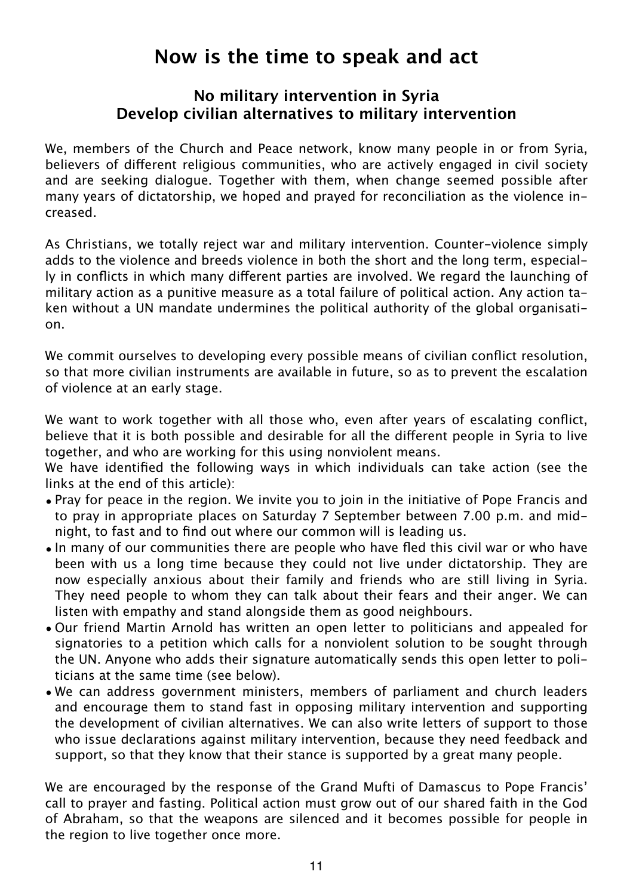# Now is the time to speak and act

### No military intervention in Syria
### Develop civilian alternatives to military intervention

We, members of the Church and Peace network, know many people in or from Syria, believers of different religious communities, who are actively engaged in civil society and are seeking dialogue. Together with them, when change seemed possible after many years of dictatorship, we hoped and prayed for reconciliation as the violence increased.

As Christians, we totally reject war and military intervention. Counter-violence simply adds to the violence and breeds violence in both the short and the long term, especially in conflicts in which many different parties are involved. We regard the launching of military action as a punitive measure as a total failure of political action. Any action taken without a UN mandate undermines the political authority of the global organisation.

We commit ourselves to developing every possible means of civilian conflict resolution, so that more civilian instruments are available in future, so as to prevent the escalation of violence at an early stage.

We want to work together with all those who, even after years of escalating conflict, believe that it is both possible and desirable for all the different people in Syria to live together, and who are working for this using nonviolent means.

We have identified the following ways in which individuals can take action (see the links at the end of this article):

- Pray for peace in the region. We invite you to join in the initiative of Pope Francis and to pray in appropriate places on Saturday 7 September between 7.00 p.m. and midnight, to fast and to find out where our common will is leading us.
- In many of our communities there are people who have fled this civil war or who have been with us a long time because they could not live under dictatorship. They are now especially anxious about their family and friends who are still living in Syria. They need people to whom they can talk about their fears and their anger. We can listen with empathy and stand alongside them as good neighbours.
- Our friend Martin Arnold has written an open letter to politicians and appealed for signatories to a petition which calls for a nonviolent solution to be sought through the UN. Anyone who adds their signature automatically sends this open letter to politicians at the same time (see below).
- We can address government ministers, members of parliament and church leaders and encourage them to stand fast in opposing military intervention and supporting the development of civilian alternatives. We can also write letters of support to those who issue declarations against military intervention, because they need feedback and support, so that they know that their stance is supported by a great many people.

We are encouraged by the response of the Grand Mufti of Damascus to Pope Francis' call to prayer and fasting. Political action must grow out of our shared faith in the God of Abraham, so that the weapons are silenced and it becomes possible for people in the region to live together once more.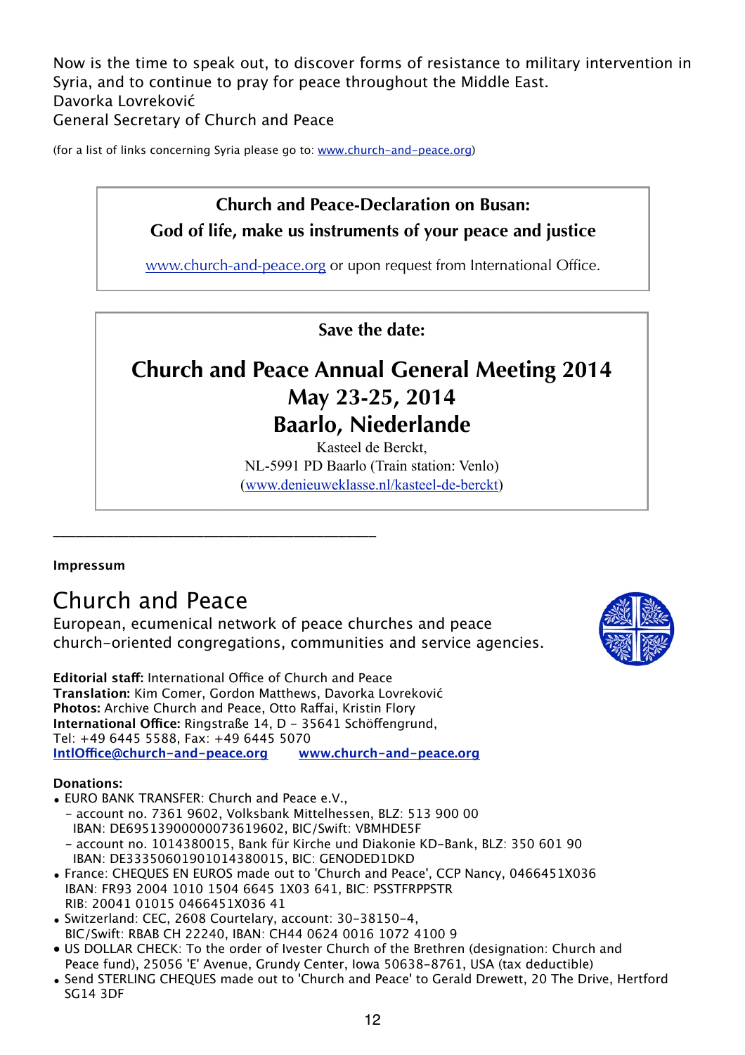Now is the time to speak out, to discover forms of resistance to military intervention in Syria, and to continue to pray for peace throughout the Middle East.
Davorka Lovreković
General Secretary of Church and Peace

(for a list of links concerning Syria please go to: www.church-and-peace.org)

**Church and Peace-Declaration on Busan:**
**God of life, make us instruments of your peace and justice**

www.church-and-peace.org or upon request from International Office.

**Save the date:**

## Church and Peace Annual General Meeting 2014
## May 23-25, 2014
## Baarlo, Niederlande

Kasteel de Berckt,
NL-5991 PD Baarlo (Train station: Venlo)
(www.denieuweklasse.nl/kasteel-de-berckt)

---

**Impressum**

# Church and Peace

European, ecumenical network of peace churches and peace church-oriented congregations, communities and service agencies.

**Editorial staff:** International Office of Church and Peace
**Translation:** Kim Comer, Gordon Matthews, Davorka Lovreković
**Photos:** Archive Church and Peace, Otto Raffai, Kristin Flory
**International Office:** Ringstraße 14, D - 35641 Schöffengrund,
Tel: +49 6445 5588, Fax: +49 6445 5070
**IntlOffice@church-and-peace.org** **www.church-and-peace.org**

**Donations:**

- EURO BANK TRANSFER: Church and Peace e.V.,
  - account no. 7361 9602, Volksbank Mittelhessen, BLZ: 513 900 00
    IBAN: DE69513900000073619602, BIC/Swift: VBMHDE5F
  - account no. 1014380015, Bank für Kirche und Diakonie KD-Bank, BLZ: 350 601 90
    IBAN: DE33350601901014380015, BIC: GENODED1DKD
- France: CHEQUES EN EUROS made out to 'Church and Peace', CCP Nancy, 0466451X036
  IBAN: FR93 2004 1010 1504 6645 1X03 641, BIC: PSSTFRPPSTR
  RIB: 20041 01015 0466451X036 41
- Switzerland: CEC, 2608 Courtelary, account: 30-38150-4,
  BIC/Swift: RBAB CH 22240, IBAN: CH44 0624 0016 1072 4100 9
- US DOLLAR CHECK: To the order of Ivester Church of the Brethren (designation: Church and Peace fund), 25056 'E' Avenue, Grundy Center, Iowa 50638-8761, USA (tax deductible)
- Send STERLING CHEQUES made out to 'Church and Peace' to Gerald Drewett, 20 The Drive, Hertford SG14 3DF